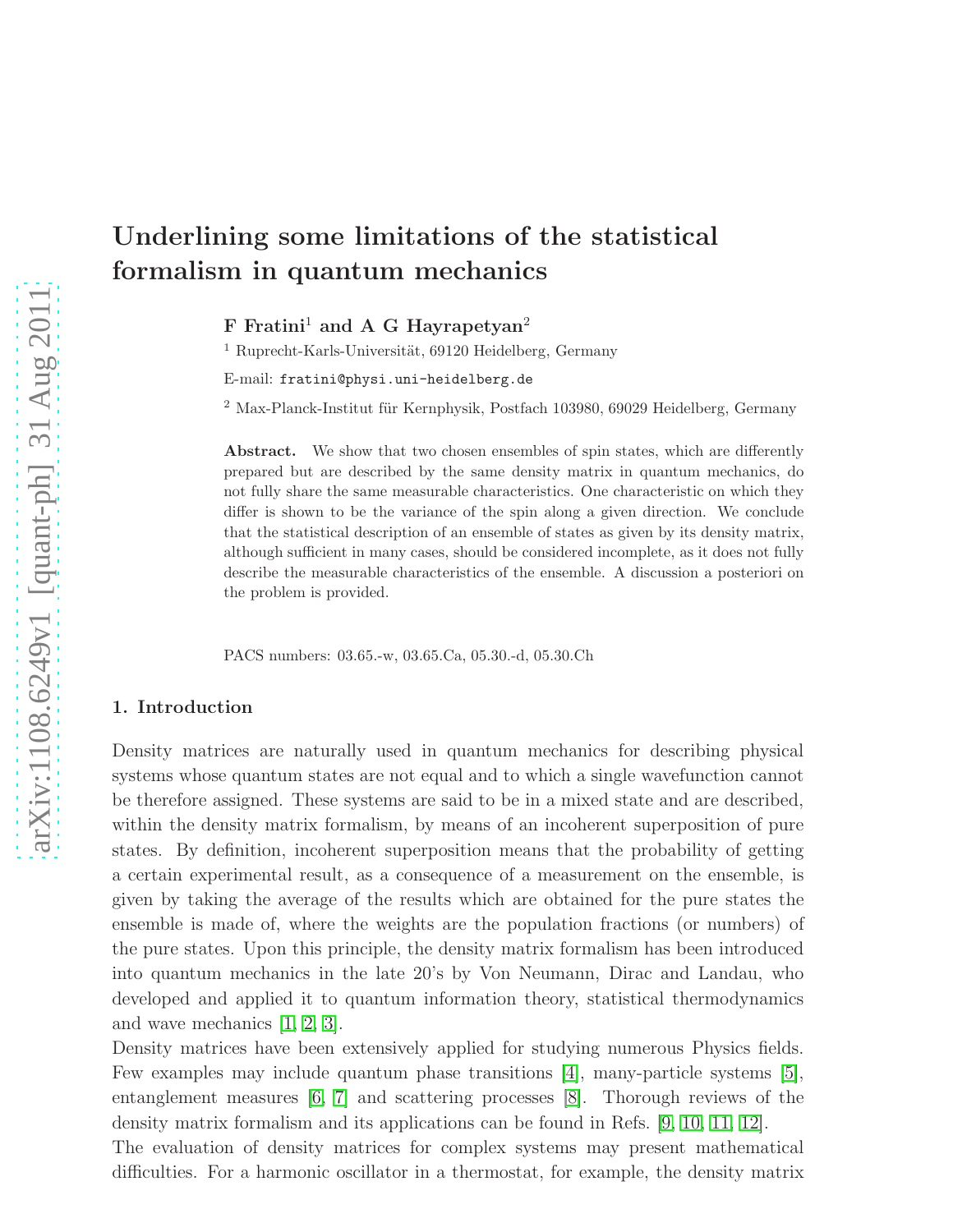# Underlining some limitations of the statistical formalism in quantum mechanics

**F Fratini**[1] **and A G Hayrapetyan**[2]

[1] Ruprecht-Karls-Universität, 69120 Heidelberg, Germany

E-mail: fratini@physi.uni-heidelberg.de

[2] Max-Planck-Institut für Kernphysik, Postfach 103980, 69029 Heidelberg, Germany

**Abstract.** We show that two chosen ensembles of spin states, which are differently prepared but are described by the same density matrix in quantum mechanics, do not fully share the same measurable characteristics. One characteristic on which they differ is shown to be the variance of the spin along a given direction. We conclude that the statistical description of an ensemble of states as given by its density matrix, although sufficient in many cases, should be considered incomplete, as it does not fully describe the measurable characteristics of the ensemble. A discussion a posteriori on the problem is provided.

PACS numbers: 03.65.-w, 03.65.Ca, 05.30.-d, 05.30.Ch

## 1. Introduction

Density matrices are naturally used in quantum mechanics for describing physical systems whose quantum states are not equal and to which a single wavefunction cannot be therefore assigned. These systems are said to be in a mixed state and are described, within the density matrix formalism, by means of an incoherent superposition of pure states. By definition, incoherent superposition means that the probability of getting a certain experimental result, as a consequence of a measurement on the ensemble, is given by taking the average of the results which are obtained for the pure states the ensemble is made of, where the weights are the population fractions (or numbers) of the pure states. Upon this principle, the density matrix formalism has been introduced into quantum mechanics in the late 20's by Von Neumann, Dirac and Landau, who developed and applied it to quantum information theory, statistical thermodynamics and wave mechanics [1, 2, 3].

Density matrices have been extensively applied for studying numerous Physics fields. Few examples may include quantum phase transitions [4], many-particle systems [5], entanglement measures [6, 7] and scattering processes [8]. Thorough reviews of the density matrix formalism and its applications can be found in Refs. [9, 10, 11, 12].

The evaluation of density matrices for complex systems may present mathematical difficulties. For a harmonic oscillator in a thermostat, for example, the density matrix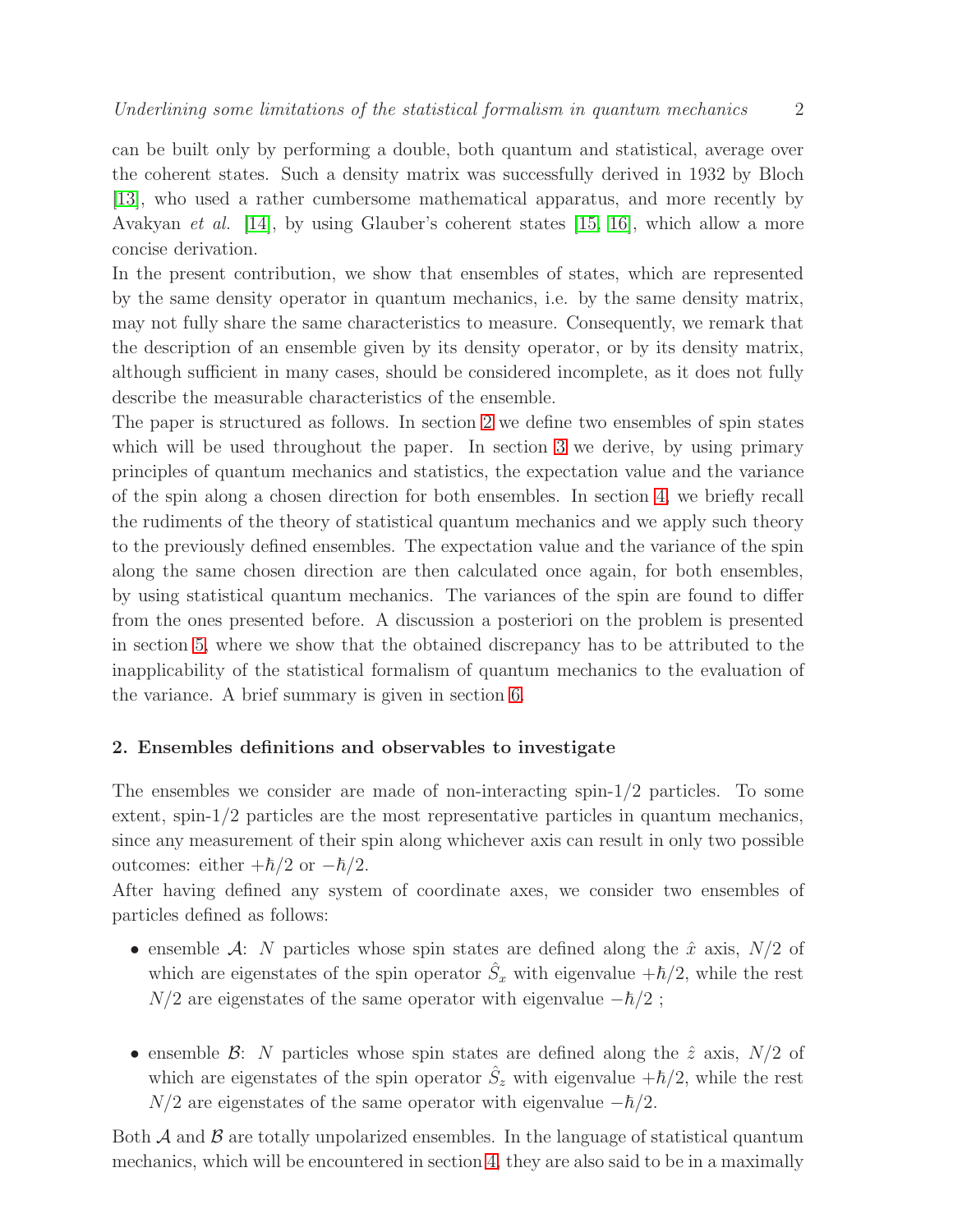can be built only by performing a double, both quantum and statistical, average over the coherent states. Such a density matrix was successfully derived in 1932 by Bloch [13], who used a rather cumbersome mathematical apparatus, and more recently by Avakyan *et al.* [14], by using Glauber's coherent states [15, 16], which allow a more concise derivation.

In the present contribution, we show that ensembles of states, which are represented by the same density operator in quantum mechanics, i.e. by the same density matrix, may not fully share the same characteristics to measure. Consequently, we remark that the description of an ensemble given by its density operator, or by its density matrix, although sufficient in many cases, should be considered incomplete, as it does not fully describe the measurable characteristics of the ensemble.

The paper is structured as follows. In section 2 we define two ensembles of spin states which will be used throughout the paper. In section 3 we derive, by using primary principles of quantum mechanics and statistics, the expectation value and the variance of the spin along a chosen direction for both ensembles. In section 4, we briefly recall the rudiments of the theory of statistical quantum mechanics and we apply such theory to the previously defined ensembles. The expectation value and the variance of the spin along the same chosen direction are then calculated once again, for both ensembles, by using statistical quantum mechanics. The variances of the spin are found to differ from the ones presented before. A discussion a posteriori on the problem is presented in section 5, where we show that the obtained discrepancy has to be attributed to the inapplicability of the statistical formalism of quantum mechanics to the evaluation of the variance. A brief summary is given in section 6.

## 2. Ensembles definitions and observables to investigate

The ensembles we consider are made of non-interacting spin-1/2 particles. To some extent, spin-1/2 particles are the most representative particles in quantum mechanics, since any measurement of their spin along whichever axis can result in only two possible outcomes: either $+\hbar/2$ or $-\hbar/2$.

After having defined any system of coordinate axes, we consider two ensembles of particles defined as follows:

- ensemble $\mathcal{A}$: $N$ particles whose spin states are defined along the $\hat{x}$ axis, $N/2$ of which are eigenstates of the spin operator $\hat{S}_x$ with eigenvalue $+\hbar/2$, while the rest $N/2$ are eigenstates of the same operator with eigenvalue $-\hbar/2$ ;

- ensemble $\mathcal{B}$: $N$ particles whose spin states are defined along the $\hat{z}$ axis, $N/2$ of which are eigenstates of the spin operator $\hat{S}_z$ with eigenvalue $+\hbar/2$, while the rest $N/2$ are eigenstates of the same operator with eigenvalue $-\hbar/2$.

Both $\mathcal{A}$ and $\mathcal{B}$ are totally unpolarized ensembles. In the language of statistical quantum mechanics, which will be encountered in section 4, they are also said to be in a maximally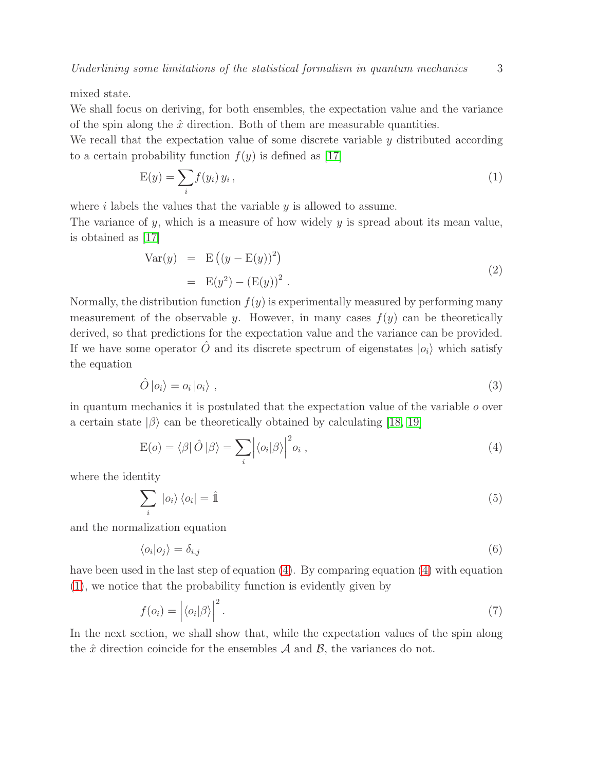mixed state.

We shall focus on deriving, for both ensembles, the expectation value and the variance of the spin along the $\hat{x}$ direction. Both of them are measurable quantities.

We recall that the expectation value of some discrete variable $y$ distributed according to a certain probability function $f(y)$ is defined as [17]

$$\mathrm{E}(y) = \sum_i f(y_i)\, y_i\,, \tag{1}$$

where $i$ labels the values that the variable $y$ is allowed to assume.

The variance of $y$, which is a measure of how widely $y$ is spread about its mean value, is obtained as [17]

$$\begin{aligned} \mathrm{Var}(y) &= \mathrm{E}\left((y - \mathrm{E}(y))^2\right) \\ &= \mathrm{E}(y^2) - (\mathrm{E}(y))^2\,. \end{aligned} \tag{2}$$

Normally, the distribution function $f(y)$ is experimentally measured by performing many measurement of the observable $y$. However, in many cases $f(y)$ can be theoretically derived, so that predictions for the expectation value and the variance can be provided. If we have some operator $\hat{O}$ and its discrete spectrum of eigenstates $|o_i\rangle$ which satisfy the equation

$$\hat{O}\,|o_i\rangle = o_i\,|o_i\rangle\;, \tag{3}$$

in quantum mechanics it is postulated that the expectation value of the variable $o$ over a certain state $|\beta\rangle$ can be theoretically obtained by calculating [18, 19]

$$\mathrm{E}(o) = \langle\beta|\,\hat{O}\,|\beta\rangle = \sum_i \Big|\langle o_i|\beta\rangle\Big|^2 o_i\;, \tag{4}$$

where the identity

$$\sum_i\; |o_i\rangle\,\langle o_i| = \hat{\mathbb{1}} \tag{5}$$

and the normalization equation

$$\langle o_i|o_j\rangle = \delta_{i,j} \tag{6}$$

have been used in the last step of equation (4). By comparing equation (4) with equation (1), we notice that the probability function is evidently given by

$$f(o_i) = \Big|\langle o_i|\beta\rangle\Big|^2. \tag{7}$$

In the next section, we shall show that, while the expectation values of the spin along the $\hat{x}$ direction coincide for the ensembles $\mathcal{A}$ and $\mathcal{B}$, the variances do not.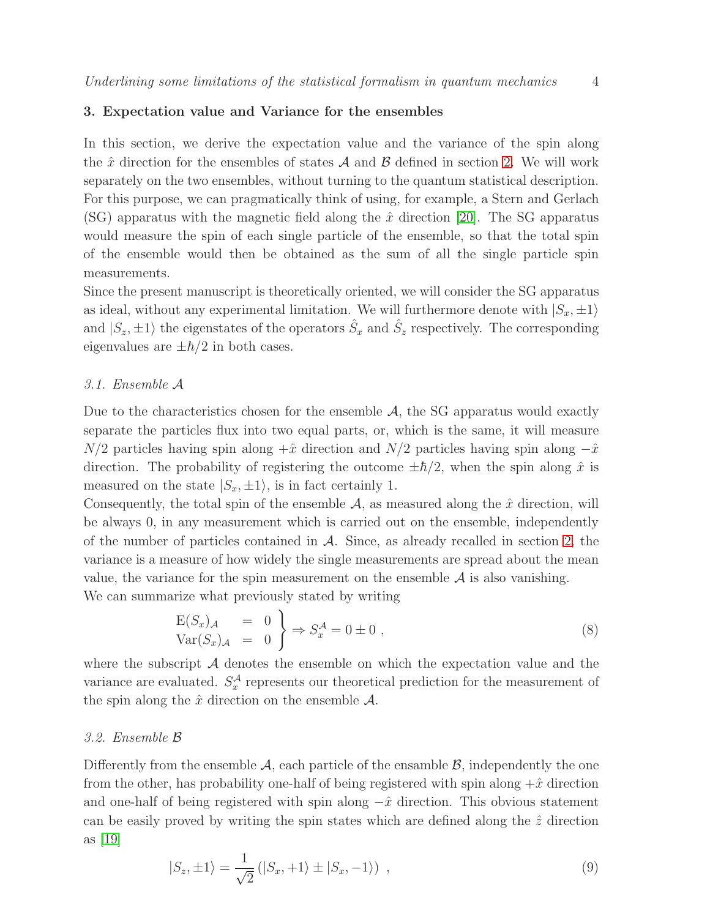## 3. Expectation value and Variance for the ensembles

In this section, we derive the expectation value and the variance of the spin along the $\hat{x}$ direction for the ensembles of states $\mathcal{A}$ and $\mathcal{B}$ defined in section 2. We will work separately on the two ensembles, without turning to the quantum statistical description. For this purpose, we can pragmatically think of using, for example, a Stern and Gerlach (SG) apparatus with the magnetic field along the $\hat{x}$ direction [20]. The SG apparatus would measure the spin of each single particle of the ensemble, so that the total spin of the ensemble would then be obtained as the sum of all the single particle spin measurements.

Since the present manuscript is theoretically oriented, we will consider the SG apparatus as ideal, without any experimental limitation. We will furthermore denote with $|S_x, \pm 1\rangle$ and $|S_z, \pm 1\rangle$ the eigenstates of the operators $\hat{S}_x$ and $\hat{S}_z$ respectively. The corresponding eigenvalues are $\pm\hbar/2$ in both cases.

### 3.1. Ensemble $\mathcal{A}$

Due to the characteristics chosen for the ensemble $\mathcal{A}$, the SG apparatus would exactly separate the particles flux into two equal parts, or, which is the same, it will measure $N/2$ particles having spin along $+\hat{x}$ direction and $N/2$ particles having spin along $-\hat{x}$ direction. The probability of registering the outcome $\pm\hbar/2$, when the spin along $\hat{x}$ is measured on the state $|S_x, \pm 1\rangle$, is in fact certainly 1.

Consequently, the total spin of the ensemble $\mathcal{A}$, as measured along the $\hat{x}$ direction, will be always 0, in any measurement which is carried out on the ensemble, independently of the number of particles contained in $\mathcal{A}$. Since, as already recalled in section 2, the variance is a measure of how widely the single measurements are spread about the mean value, the variance for the spin measurement on the ensemble $\mathcal{A}$ is also vanishing.

We can summarize what previously stated by writing

$$\left.\begin{array}{lll}\mathrm{E}(S_x)_{\mathcal{A}} & = & 0 \\ \mathrm{Var}(S_x)_{\mathcal{A}} & = & 0\end{array}\right\} \Rightarrow S_x^{\mathcal{A}} = 0 \pm 0 \ , \tag{8}$$

where the subscript $\mathcal{A}$ denotes the ensemble on which the expectation value and the variance are evaluated. $S_x^{\mathcal{A}}$ represents our theoretical prediction for the measurement of the spin along the $\hat{x}$ direction on the ensemble $\mathcal{A}$.

### 3.2. Ensemble $\mathcal{B}$

Differently from the ensemble $\mathcal{A}$, each particle of the ensamble $\mathcal{B}$, independently the one from the other, has probability one-half of being registered with spin along $+\hat{x}$ direction and one-half of being registered with spin along $-\hat{x}$ direction. This obvious statement can be easily proved by writing the spin states which are defined along the $\hat{z}$ direction as [19]

$$|S_z, \pm 1\rangle = \frac{1}{\sqrt{2}}\left(|S_x, +1\rangle \pm |S_x, -1\rangle\right) \ , \tag{9}$$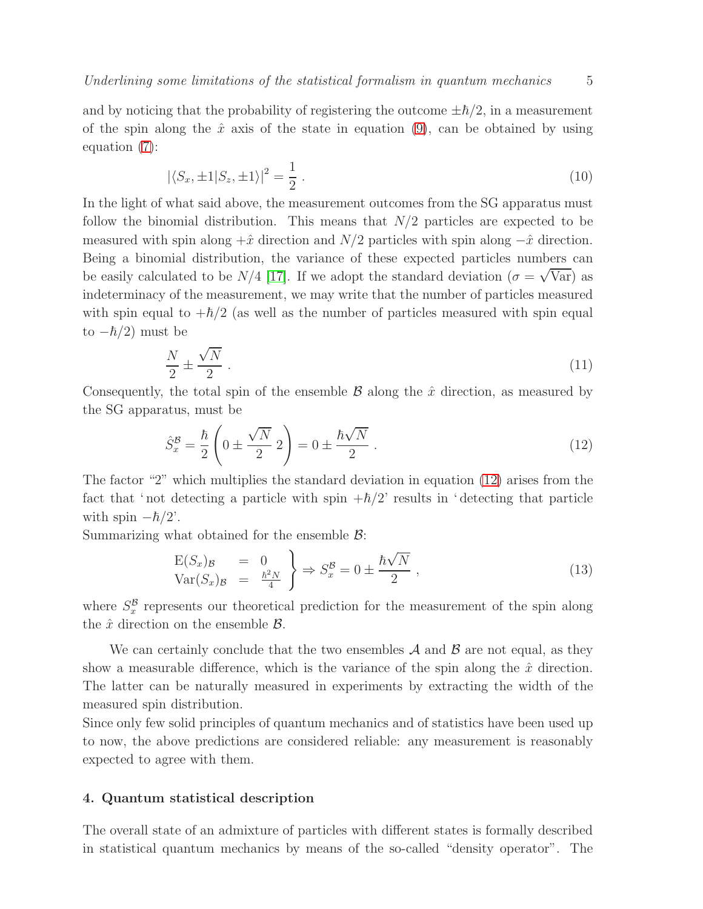and by noticing that the probability of registering the outcome $\pm\hbar/2$, in a measurement of the spin along the $\hat{x}$ axis of the state in equation (9), can be obtained by using equation (7):

$$|\langle S_x, \pm 1 | S_z, \pm 1 \rangle|^2 = \frac{1}{2} \, . \tag{10}$$

In the light of what said above, the measurement outcomes from the SG apparatus must follow the binomial distribution. This means that $N/2$ particles are expected to be measured with spin along $+\hat{x}$ direction and $N/2$ particles with spin along $-\hat{x}$ direction. Being a binomial distribution, the variance of these expected particles numbers can be easily calculated to be $N/4$ [17]. If we adopt the standard deviation ($\sigma = \sqrt{\mathrm{Var}}$) as indeterminacy of the measurement, we may write that the number of particles measured with spin equal to $+\hbar/2$ (as well as the number of particles measured with spin equal to $-\hbar/2$) must be

$$\frac{N}{2} \pm \frac{\sqrt{N}}{2} \, . \tag{11}$$

Consequently, the total spin of the ensemble $\mathcal{B}$ along the $\hat{x}$ direction, as measured by the SG apparatus, must be

$$\hat{S}_x^{\mathcal{B}} = \frac{\hbar}{2} \left( 0 \pm \frac{\sqrt{N}}{2} \, 2 \right) = 0 \pm \frac{\hbar \sqrt{N}}{2} \, . \tag{12}$$

The factor "2" which multiplies the standard deviation in equation (12) arises from the fact that 'not detecting a particle with spin $+\hbar/2$' results in 'detecting that particle with spin $-\hbar/2$'.

Summarizing what obtained for the ensemble $\mathcal{B}$:

$$\left. \begin{array}{lcl} \mathrm{E}(S_x)_{\mathcal{B}} & = & 0 \\ \mathrm{Var}(S_x)_{\mathcal{B}} & = & \frac{\hbar^2 N}{4} \end{array} \right\} \Rightarrow S_x^{\mathcal{B}} = 0 \pm \frac{\hbar \sqrt{N}}{2} \, , \tag{13}$$

where $S_x^{\mathcal{B}}$ represents our theoretical prediction for the measurement of the spin along the $\hat{x}$ direction on the ensemble $\mathcal{B}$.

We can certainly conclude that the two ensembles $\mathcal{A}$ and $\mathcal{B}$ are not equal, as they show a measurable difference, which is the variance of the spin along the $\hat{x}$ direction. The latter can be naturally measured in experiments by extracting the width of the measured spin distribution.

Since only few solid principles of quantum mechanics and of statistics have been used up to now, the above predictions are considered reliable: any measurement is reasonably expected to agree with them.

## 4. Quantum statistical description

The overall state of an admixture of particles with different states is formally described in statistical quantum mechanics by means of the so-called "density operator". The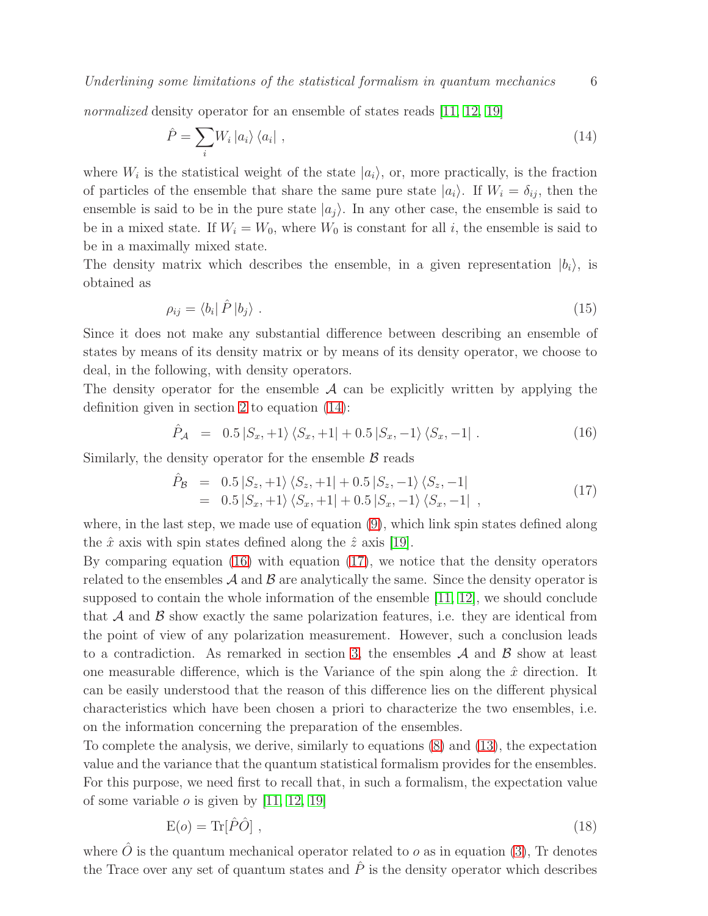*normalized* density operator for an ensemble of states reads [11, 12, 19]

$$\hat{P} = \sum_i W_i \left|a_i\right\rangle \left\langle a_i\right| \,, \tag{14}$$

where $W_i$ is the statistical weight of the state $|a_i\rangle$, or, more practically, is the fraction of particles of the ensemble that share the same pure state $|a_i\rangle$. If $W_i = \delta_{ij}$, then the ensemble is said to be in the pure state $|a_j\rangle$. In any other case, the ensemble is said to be in a mixed state. If $W_i = W_0$, where $W_0$ is constant for all $i$, the ensemble is said to be in a maximally mixed state.

The density matrix which describes the ensemble, in a given representation $|b_i\rangle$, is obtained as

$$\rho_{ij} = \left\langle b_i\right| \hat{P} \left|b_j\right\rangle \,. \tag{15}$$

Since it does not make any substantial difference between describing an ensemble of states by means of its density matrix or by means of its density operator, we choose to deal, in the following, with density operators.

The density operator for the ensemble $\mathcal{A}$ can be explicitly written by applying the definition given in section 2 to equation (14):

$$\hat{P}_{\mathcal{A}} \;=\; 0.5 \left|S_x, +1\right\rangle \left\langle S_x, +1\right| + 0.5 \left|S_x, -1\right\rangle \left\langle S_x, -1\right| \,. \tag{16}$$

Similarly, the density operator for the ensemble $\mathcal{B}$ reads

$$\begin{aligned}\hat{P}_{\mathcal{B}} \;&=\; 0.5 \left|S_z, +1\right\rangle \left\langle S_z, +1\right| + 0.5 \left|S_z, -1\right\rangle \left\langle S_z, -1\right| \\ &=\; 0.5 \left|S_x, +1\right\rangle \left\langle S_x, +1\right| + 0.5 \left|S_x, -1\right\rangle \left\langle S_x, -1\right| \,,\end{aligned} \tag{17}$$

where, in the last step, we made use of equation (9), which link spin states defined along the $\hat{x}$ axis with spin states defined along the $\hat{z}$ axis [19].

By comparing equation (16) with equation (17), we notice that the density operators related to the ensembles $\mathcal{A}$ and $\mathcal{B}$ are analytically the same. Since the density operator is supposed to contain the whole information of the ensemble [11, 12], we should conclude that $\mathcal{A}$ and $\mathcal{B}$ show exactly the same polarization features, i.e. they are identical from the point of view of any polarization measurement. However, such a conclusion leads to a contradiction. As remarked in section 3, the ensembles $\mathcal{A}$ and $\mathcal{B}$ show at least one measurable difference, which is the Variance of the spin along the $\hat{x}$ direction. It can be easily understood that the reason of this difference lies on the different physical characteristics which have been chosen a priori to characterize the two ensembles, i.e. on the information concerning the preparation of the ensembles.

To complete the analysis, we derive, similarly to equations (8) and (13), the expectation value and the variance that the quantum statistical formalism provides for the ensembles. For this purpose, we need first to recall that, in such a formalism, the expectation value of some variable $o$ is given by [11, 12, 19]

$$\mathrm{E}(o) = \mathrm{Tr}[\hat{P}\hat{O}] \,, \tag{18}$$

where $\hat{O}$ is the quantum mechanical operator related to $o$ as in equation (3), Tr denotes the Trace over any set of quantum states and $\hat{P}$ is the density operator which describes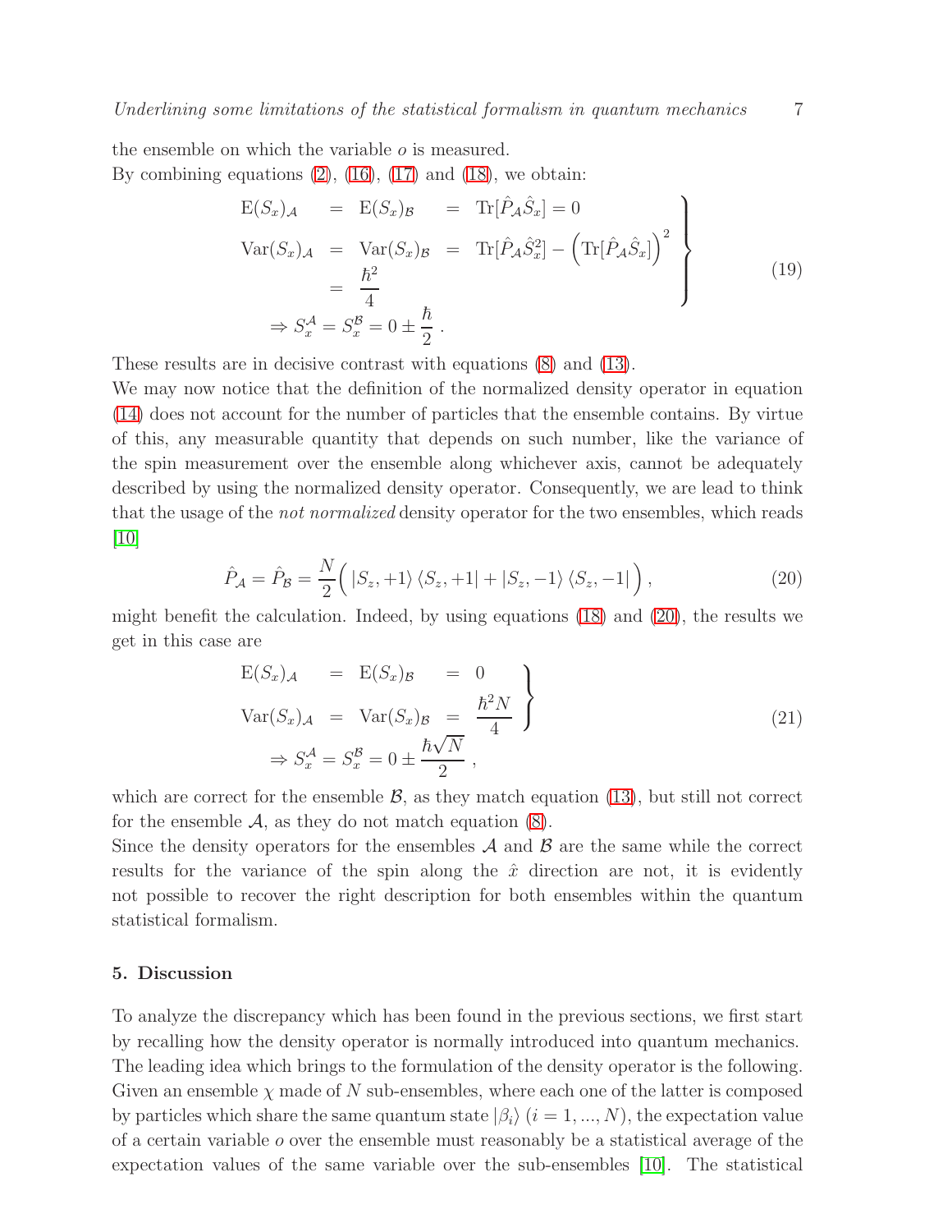the ensemble on which the variable $o$ is measured.
By combining equations (2), (16), (17) and (18), we obtain:

$$
\left.
\begin{array}{rcl}
\mathrm{E}(S_x)_{\mathcal{A}} = \mathrm{E}(S_x)_{\mathcal{B}} & = & \mathrm{Tr}[\hat{P}_{\mathcal{A}}\hat{S}_x] = 0 \\
\mathrm{Var}(S_x)_{\mathcal{A}} = \mathrm{Var}(S_x)_{\mathcal{B}} & = & \mathrm{Tr}[\hat{P}_{\mathcal{A}}\hat{S}_x^2] - \Big(\mathrm{Tr}[\hat{P}_{\mathcal{A}}\hat{S}_x]\Big)^2 \\
& = & \dfrac{\hbar^2}{4} \\
\Rightarrow S_x^{\mathcal{A}} = S_x^{\mathcal{B}} = 0 \pm \dfrac{\hbar}{2}\ . & &
\end{array}
\right\} \tag{19}
$$

These results are in decisive contrast with equations (8) and (13).
We may now notice that the definition of the normalized density operator in equation (14) does not account for the number of particles that the ensemble contains. By virtue of this, any measurable quantity that depends on such number, like the variance of the spin measurement over the ensemble along whichever axis, cannot be adequately described by using the normalized density operator. Consequently, we are lead to think that the usage of the *not normalized* density operator for the two ensembles, which reads [10]

$$
\hat{P}_{\mathcal{A}} = \hat{P}_{\mathcal{B}} = \frac{N}{2}\Big( |S_z,+1\rangle\langle S_z,+1| + |S_z,-1\rangle\langle S_z,-1| \Big)\,, \tag{20}
$$

might benefit the calculation. Indeed, by using equations (18) and (20), the results we get in this case are

$$
\left.
\begin{array}{rcl}
\mathrm{E}(S_x)_{\mathcal{A}} = \mathrm{E}(S_x)_{\mathcal{B}} & = & 0 \\
\mathrm{Var}(S_x)_{\mathcal{A}} = \mathrm{Var}(S_x)_{\mathcal{B}} & = & \dfrac{\hbar^2 N}{4} \\
\Rightarrow S_x^{\mathcal{A}} = S_x^{\mathcal{B}} = 0 \pm \dfrac{\hbar\sqrt{N}}{2}\ , & &
\end{array}
\right\} \tag{21}
$$

which are correct for the ensemble $\mathcal{B}$, as they match equation (13), but still not correct for the ensemble $\mathcal{A}$, as they do not match equation (8).
Since the density operators for the ensembles $\mathcal{A}$ and $\mathcal{B}$ are the same while the correct results for the variance of the spin along the $\hat{x}$ direction are not, it is evidently not possible to recover the right description for both ensembles within the quantum statistical formalism.

## 5. Discussion

To analyze the discrepancy which has been found in the previous sections, we first start by recalling how the density operator is normally introduced into quantum mechanics. The leading idea which brings to the formulation of the density operator is the following. Given an ensemble $\chi$ made of $N$ sub-ensembles, where each one of the latter is composed by particles which share the same quantum state $|\beta_i\rangle$ ($i = 1, ..., N$), the expectation value of a certain variable $o$ over the ensemble must reasonably be a statistical average of the expectation values of the same variable over the sub-ensembles [10]. The statistical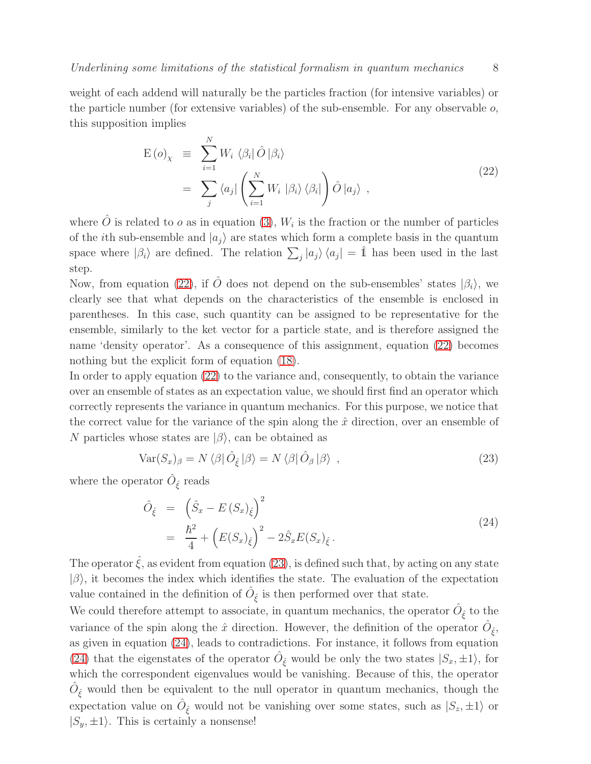weight of each addend will naturally be the particles fraction (for intensive variables) or the particle number (for extensive variables) of the sub-ensemble. For any observable $o$, this supposition implies

$$
\begin{aligned}
\mathrm{E}\left(o\right)_{\chi} &\equiv \sum_{i=1}^{N} W_i \, \langle\beta_i|\, \hat{O}\, |\beta_i\rangle \\
&= \sum_j \langle a_j| \left( \sum_{i=1}^{N} W_i \, |\beta_i\rangle \langle\beta_i| \right) \hat{O}\, |a_j\rangle \ ,
\end{aligned}
\tag{22}
$$

where $\hat{O}$ is related to $o$ as in equation (3), $W_i$ is the fraction or the number of particles of the $i$th sub-ensemble and $|a_j\rangle$ are states which form a complete basis in the quantum space where $|\beta_i\rangle$ are defined. The relation $\sum_j |a_j\rangle\langle a_j| = \hat{\mathbb{1}}$ has been used in the last step.

Now, from equation (22), if $\hat{O}$ does not depend on the sub-ensembles' states $|\beta_i\rangle$, we clearly see that what depends on the characteristics of the ensemble is enclosed in parentheses. In this case, such quantity can be assigned to be representative for the ensemble, similarly to the ket vector for a particle state, and is therefore assigned the name 'density operator'. As a consequence of this assignment, equation (22) becomes nothing but the explicit form of equation (18).

In order to apply equation (22) to the variance and, consequently, to obtain the variance over an ensemble of states as an expectation value, we should first find an operator which correctly represents the variance in quantum mechanics. For this purpose, we notice that the correct value for the variance of the spin along the $\hat{x}$ direction, over an ensemble of $N$ particles whose states are $|\beta\rangle$, can be obtained as

$$
\mathrm{Var}(S_x)_{\beta} = N\, \langle\beta|\, \hat{O}_{\hat{\xi}}\, |\beta\rangle = N\, \langle\beta|\, \hat{O}_{\beta}\, |\beta\rangle \ ,
\tag{23}
$$

where the operator $\hat{O}_{\hat{\xi}}$ reads

$$
\begin{aligned}
\hat{O}_{\hat{\xi}} &= \left(\hat{S}_x - E\left(S_x\right)_{\hat{\xi}}\right)^2 \\
&= \frac{\hbar^2}{4} + \left(E(S_x)_{\hat{\xi}}\right)^2 - 2\hat{S}_x E(S_x)_{\hat{\xi}} \, .
\end{aligned}
\tag{24}
$$

The operator $\hat{\xi}$, as evident from equation (23), is defined such that, by acting on any state $|\beta\rangle$, it becomes the index which identifies the state. The evaluation of the expectation value contained in the definition of $\hat{O}_{\hat{\xi}}$ is then performed over that state.

We could therefore attempt to associate, in quantum mechanics, the operator $\hat{O}_{\hat{\xi}}$ to the variance of the spin along the $\hat{x}$ direction. However, the definition of the operator $\hat{O}_{\hat{\xi}}$, as given in equation (24), leads to contradictions. For instance, it follows from equation (24) that the eigenstates of the operator $\hat{O}_{\hat{\xi}}$ would be only the two states $|S_x, \pm 1\rangle$, for which the correspondent eigenvalues would be vanishing. Because of this, the operator $\hat{O}_{\hat{\xi}}$ would then be equivalent to the null operator in quantum mechanics, though the expectation value on $\hat{O}_{\hat{\xi}}$ would not be vanishing over some states, such as $|S_z, \pm 1\rangle$ or $|S_y, \pm 1\rangle$. This is certainly a nonsense!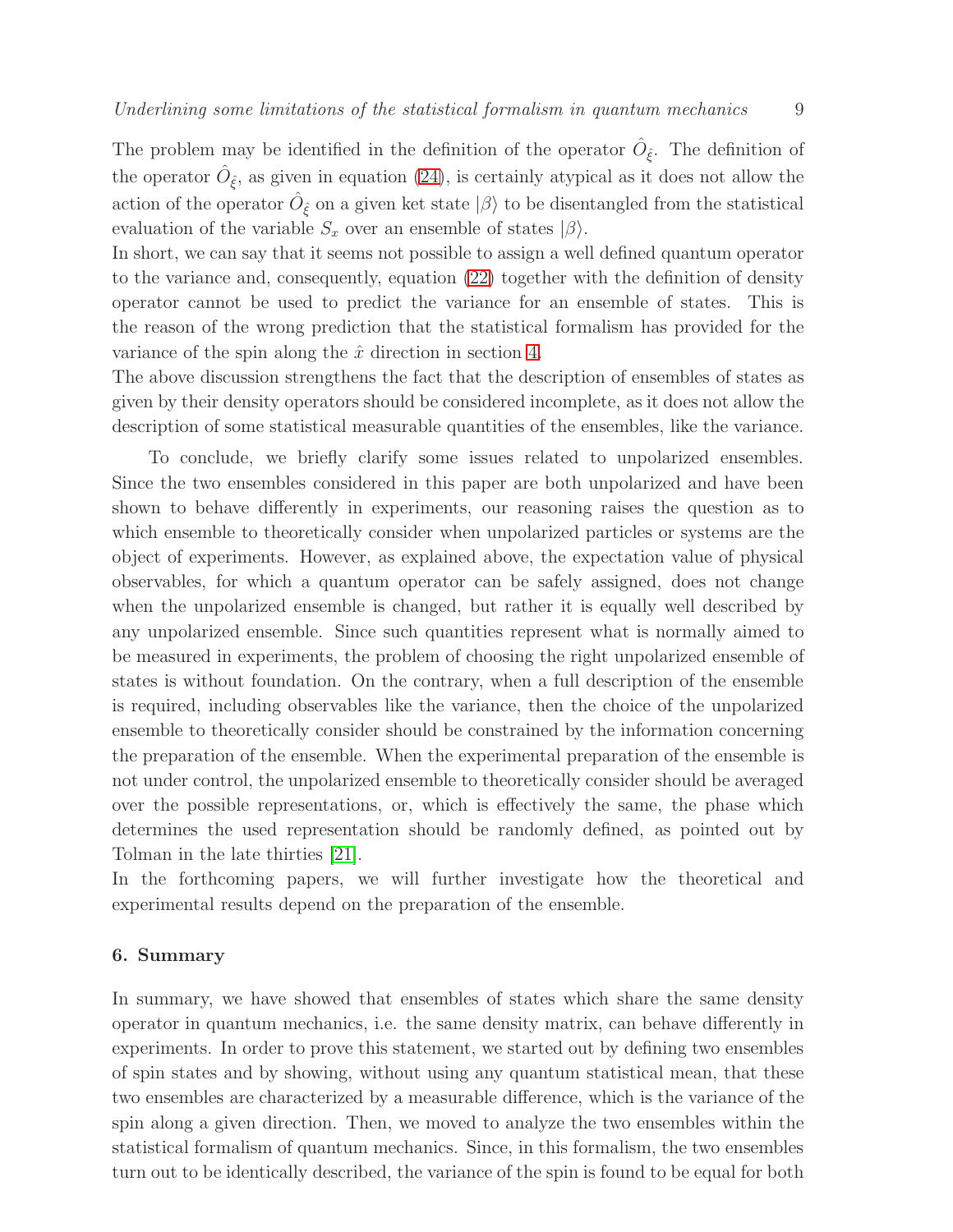The problem may be identified in the definition of the operator $\hat{O}_{\hat{\xi}}$. The definition of the operator $\hat{O}_{\hat{\xi}}$, as given in equation (24), is certainly atypical as it does not allow the action of the operator $\hat{O}_{\hat{\xi}}$ on a given ket state $|\beta\rangle$ to be disentangled from the statistical evaluation of the variable $S_x$ over an ensemble of states $|\beta\rangle$.

In short, we can say that it seems not possible to assign a well defined quantum operator to the variance and, consequently, equation (22) together with the definition of density operator cannot be used to predict the variance for an ensemble of states. This is the reason of the wrong prediction that the statistical formalism has provided for the variance of the spin along the $\hat{x}$ direction in section 4.

The above discussion strengthens the fact that the description of ensembles of states as given by their density operators should be considered incomplete, as it does not allow the description of some statistical measurable quantities of the ensembles, like the variance.

To conclude, we briefly clarify some issues related to unpolarized ensembles. Since the two ensembles considered in this paper are both unpolarized and have been shown to behave differently in experiments, our reasoning raises the question as to which ensemble to theoretically consider when unpolarized particles or systems are the object of experiments. However, as explained above, the expectation value of physical observables, for which a quantum operator can be safely assigned, does not change when the unpolarized ensemble is changed, but rather it is equally well described by any unpolarized ensemble. Since such quantities represent what is normally aimed to be measured in experiments, the problem of choosing the right unpolarized ensemble of states is without foundation. On the contrary, when a full description of the ensemble is required, including observables like the variance, then the choice of the unpolarized ensemble to theoretically consider should be constrained by the information concerning the preparation of the ensemble. When the experimental preparation of the ensemble is not under control, the unpolarized ensemble to theoretically consider should be averaged over the possible representations, or, which is effectively the same, the phase which determines the used representation should be randomly defined, as pointed out by Tolman in the late thirties [21].

In the forthcoming papers, we will further investigate how the theoretical and experimental results depend on the preparation of the ensemble.

## 6. Summary

In summary, we have showed that ensembles of states which share the same density operator in quantum mechanics, i.e. the same density matrix, can behave differently in experiments. In order to prove this statement, we started out by defining two ensembles of spin states and by showing, without using any quantum statistical mean, that these two ensembles are characterized by a measurable difference, which is the variance of the spin along a given direction. Then, we moved to analyze the two ensembles within the statistical formalism of quantum mechanics. Since, in this formalism, the two ensembles turn out to be identically described, the variance of the spin is found to be equal for both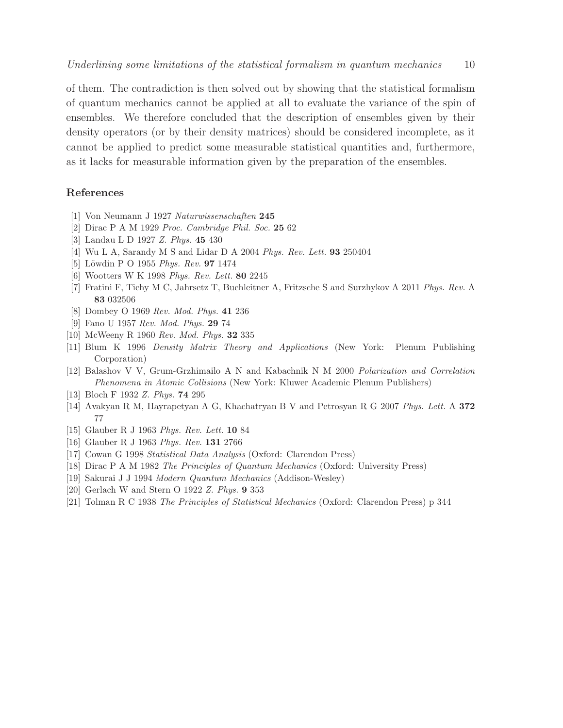of them. The contradiction is then solved out by showing that the statistical formalism of quantum mechanics cannot be applied at all to evaluate the variance of the spin of ensembles. We therefore concluded that the description of ensembles given by their density operators (or by their density matrices) should be considered incomplete, as it cannot be applied to predict some measurable statistical quantities and, furthermore, as it lacks for measurable information given by the preparation of the ensembles.

## References

[1] Von Neumann J 1927 *Naturwissenschaften* **245**

[2] Dirac P A M 1929 *Proc. Cambridge Phil. Soc.* **25** 62

[3] Landau L D 1927 *Z. Phys.* **45** 430

[4] Wu L A, Sarandy M S and Lidar D A 2004 *Phys. Rev. Lett.* **93** 250404

[5] Löwdin P O 1955 *Phys. Rev.* **97** 1474

[6] Wootters W K 1998 *Phys. Rev. Lett.* **80** 2245

[7] Fratini F, Tichy M C, Jahrsetz T, Buchleitner A, Fritzsche S and Surzhykov A 2011 *Phys. Rev.* A **83** 032506

[8] Dombey O 1969 *Rev. Mod. Phys.* **41** 236

[9] Fano U 1957 *Rev. Mod. Phys.* **29** 74

[10] McWeeny R 1960 *Rev. Mod. Phys.* **32** 335

[11] Blum K 1996 *Density Matrix Theory and Applications* (New York: Plenum Publishing Corporation)

[12] Balashov V V, Grum-Grzhimailo A N and Kabachnik N M 2000 *Polarization and Correlation Phenomena in Atomic Collisions* (New York: Kluwer Academic Plenum Publishers)

[13] Bloch F 1932 *Z. Phys.* **74** 295

[14] Avakyan R M, Hayrapetyan A G, Khachatryan B V and Petrosyan R G 2007 *Phys. Lett.* A **372** 77

[15] Glauber R J 1963 *Phys. Rev. Lett.* **10** 84

[16] Glauber R J 1963 *Phys. Rev.* **131** 2766

[17] Cowan G 1998 *Statistical Data Analysis* (Oxford: Clarendon Press)

[18] Dirac P A M 1982 *The Principles of Quantum Mechanics* (Oxford: University Press)

[19] Sakurai J J 1994 *Modern Quantum Mechanics* (Addison-Wesley)

[20] Gerlach W and Stern O 1922 *Z. Phys.* **9** 353

[21] Tolman R C 1938 *The Principles of Statistical Mechanics* (Oxford: Clarendon Press) p 344